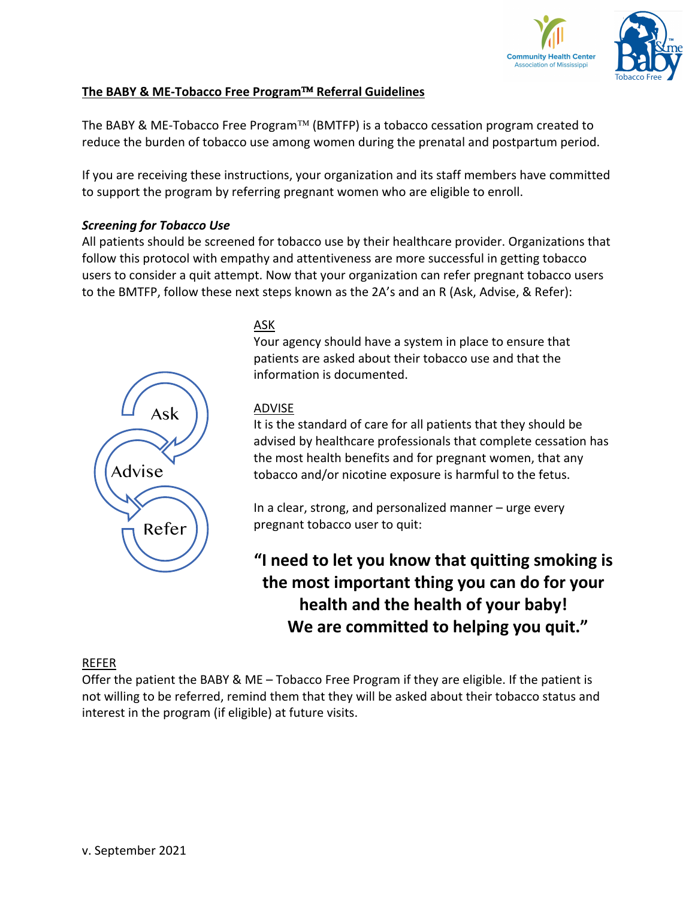# The BABY & ME-Tobacco Free Program™ Referral Guidelines

The BABY & ME-Tobacco Free Program™ (BMTFP) is a tobacco cessation program created to reduce the burden of tobacco use among women during the prenatal and postpartum period.

If you are receiving these instructions, your organization and its staff members have committed to support the program by referring pregnant women who are eligible to enroll.

### *Screening for Tobacco Use*

All patients should be screened for tobacco use by their healthcare provider. Organizations that follow this protocol with empathy and attentiveness are more successful in getting tobacco users to consider a quit attempt. Now that your organization can refer pregnant tobacco users to the BMTFP, follow these next steps known as the 2A's and an R (Ask, Advise, & Refer):

Ask

Advise

Refer

#### ASK

Your agency should have a system in place to ensure that patients are asked about their tobacco use and that the information is documented.

#### ADVISE

It is the standard of care for all patients that they should be advised by healthcare professionals that complete cessation has the most health benefits and for pregnant women, that any tobacco and/or nicotine exposure is harmful to the fetus.

In a clear, strong, and personalized manner – urge every pregnant tobacco user to quit:

**"I need to let you know that quitting smoking is the most important thing you can do for your health and the health of your baby! We are committed to helping you quit."**

#### REFER

Offer the patient the BABY & ME – Tobacco Free Program if they are eligible. If the patient is not willing to be referred, remind them that they will be asked about their tobacco status and interest in the program (if eligible) at future visits.

v. September 2021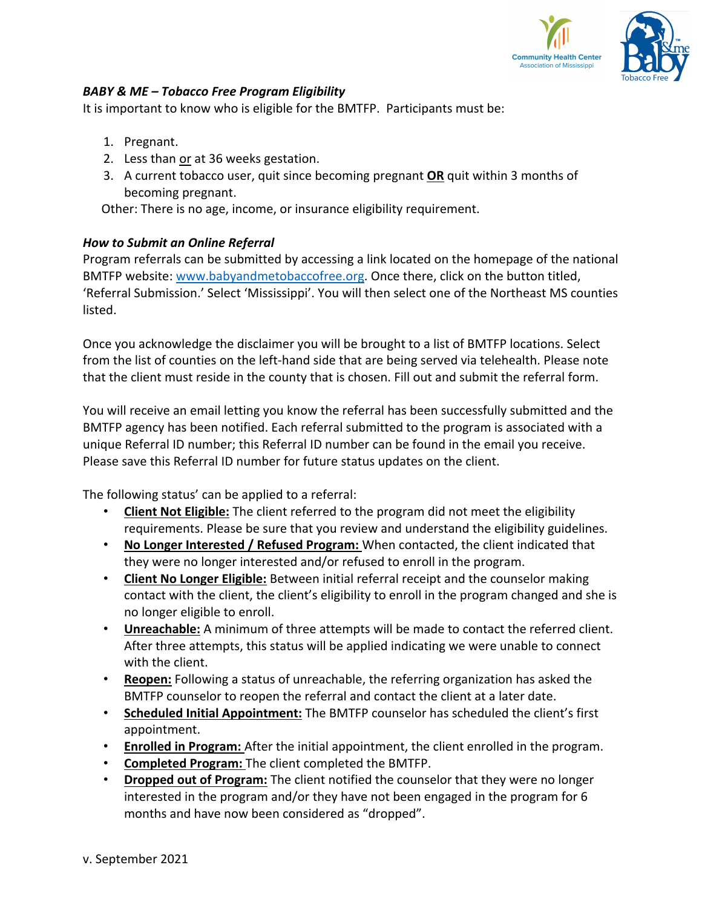***BABY & ME – Tobacco Free Program Eligibility***

It is important to know who is eligible for the BMTFP. Participants must be:

1. Pregnant.
2. Less than <u>or</u> at 36 weeks gestation.
3. A current tobacco user, quit since becoming pregnant **<u>OR</u>** quit within 3 months of becoming pregnant.

Other: There is no age, income, or insurance eligibility requirement.

***How to Submit an Online Referral***

Program referrals can be submitted by accessing a link located on the homepage of the national BMTFP website: www.babyandmetobaccofree.org. Once there, click on the button titled, 'Referral Submission.' Select 'Mississippi'. You will then select one of the Northeast MS counties listed.

Once you acknowledge the disclaimer you will be brought to a list of BMTFP locations. Select from the list of counties on the left-hand side that are being served via telehealth. Please note that the client must reside in the county that is chosen. Fill out and submit the referral form.

You will receive an email letting you know the referral has been successfully submitted and the BMTFP agency has been notified. Each referral submitted to the program is associated with a unique Referral ID number; this Referral ID number can be found in the email you receive. Please save this Referral ID number for future status updates on the client.

The following status' can be applied to a referral:

- **<u>Client Not Eligible:</u>** The client referred to the program did not meet the eligibility requirements. Please be sure that you review and understand the eligibility guidelines.
- **<u>No Longer Interested / Refused Program:</u>** When contacted, the client indicated that they were no longer interested and/or refused to enroll in the program.
- **<u>Client No Longer Eligible:</u>** Between initial referral receipt and the counselor making contact with the client, the client's eligibility to enroll in the program changed and she is no longer eligible to enroll.
- **<u>Unreachable:</u>** A minimum of three attempts will be made to contact the referred client. After three attempts, this status will be applied indicating we were unable to connect with the client.
- **<u>Reopen:</u>** Following a status of unreachable, the referring organization has asked the BMTFP counselor to reopen the referral and contact the client at a later date.
- **<u>Scheduled Initial Appointment:</u>** The BMTFP counselor has scheduled the client's first appointment.
- **<u>Enrolled in Program:</u>** After the initial appointment, the client enrolled in the program.
- **<u>Completed Program:</u>** The client completed the BMTFP.
- **<u>Dropped out of Program:</u>** The client notified the counselor that they were no longer interested in the program and/or they have not been engaged in the program for 6 months and have now been considered as "dropped".

v. September 2021